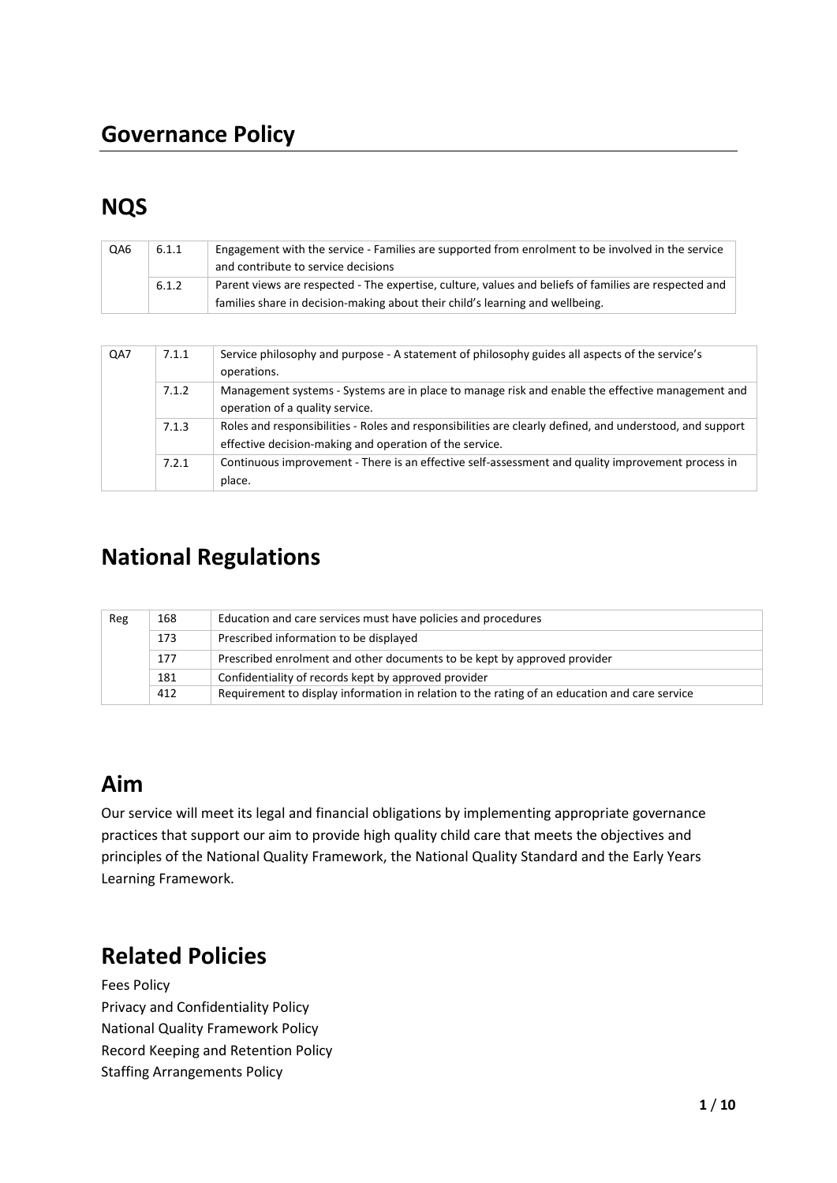# Governance Policy

## NQS

| | | |
|---|---|---|
| QA6 | 6.1.1 | Engagement with the service - Families are supported from enrolment to be involved in the service and contribute to service decisions |
| | 6.1.2 | Parent views are respected - The expertise, culture, values and beliefs of families are respected and families share in decision-making about their child's learning and wellbeing. |

| | | |
|---|---|---|
| QA7 | 7.1.1 | Service philosophy and purpose - A statement of philosophy guides all aspects of the service's operations. |
| | 7.1.2 | Management systems - Systems are in place to manage risk and enable the effective management and operation of a quality service. |
| | 7.1.3 | Roles and responsibilities - Roles and responsibilities are clearly defined, and understood, and support effective decision-making and operation of the service. |
| | 7.2.1 | Continuous improvement - There is an effective self-assessment and quality improvement process in place. |

## National Regulations

| | | |
|---|---|---|
| Reg | 168 | Education and care services must have policies and procedures |
| | 173 | Prescribed information to be displayed |
| | 177 | Prescribed enrolment and other documents to be kept by approved provider |
| | 181 | Confidentiality of records kept by approved provider |
| | 412 | Requirement to display information in relation to the rating of an education and care service |

## Aim

Our service will meet its legal and financial obligations by implementing appropriate governance practices that support our aim to provide high quality child care that meets the objectives and principles of the National Quality Framework, the National Quality Standard and the Early Years Learning Framework.

## Related Policies

Fees Policy
Privacy and Confidentiality Policy
National Quality Framework Policy
Record Keeping and Retention Policy
Staffing Arrangements Policy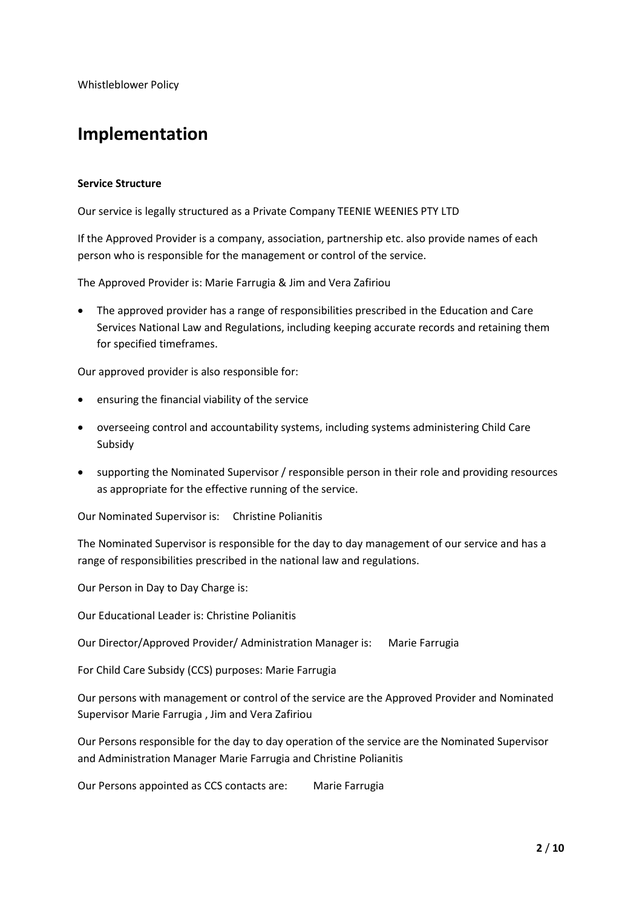Whistleblower Policy

# Implementation

**Service Structure**

Our service is legally structured as a Private Company TEENIE WEENIES PTY LTD

If the Approved Provider is a company, association, partnership etc. also provide names of each person who is responsible for the management or control of the service.

The Approved Provider is: Marie Farrugia & Jim and Vera Zafiriou

- The approved provider has a range of responsibilities prescribed in the Education and Care Services National Law and Regulations, including keeping accurate records and retaining them for specified timeframes.

Our approved provider is also responsible for:

- ensuring the financial viability of the service
- overseeing control and accountability systems, including systems administering Child Care Subsidy
- supporting the Nominated Supervisor / responsible person in their role and providing resources as appropriate for the effective running of the service.

Our Nominated Supervisor is: Christine Polianitis

The Nominated Supervisor is responsible for the day to day management of our service and has a range of responsibilities prescribed in the national law and regulations.

Our Person in Day to Day Charge is:

Our Educational Leader is: Christine Polianitis

Our Director/Approved Provider/ Administration Manager is: Marie Farrugia

For Child Care Subsidy (CCS) purposes: Marie Farrugia

Our persons with management or control of the service are the Approved Provider and Nominated Supervisor Marie Farrugia , Jim and Vera Zafiriou

Our Persons responsible for the day to day operation of the service are the Nominated Supervisor and Administration Manager Marie Farrugia and Christine Polianitis

Our Persons appointed as CCS contacts are: Marie Farrugia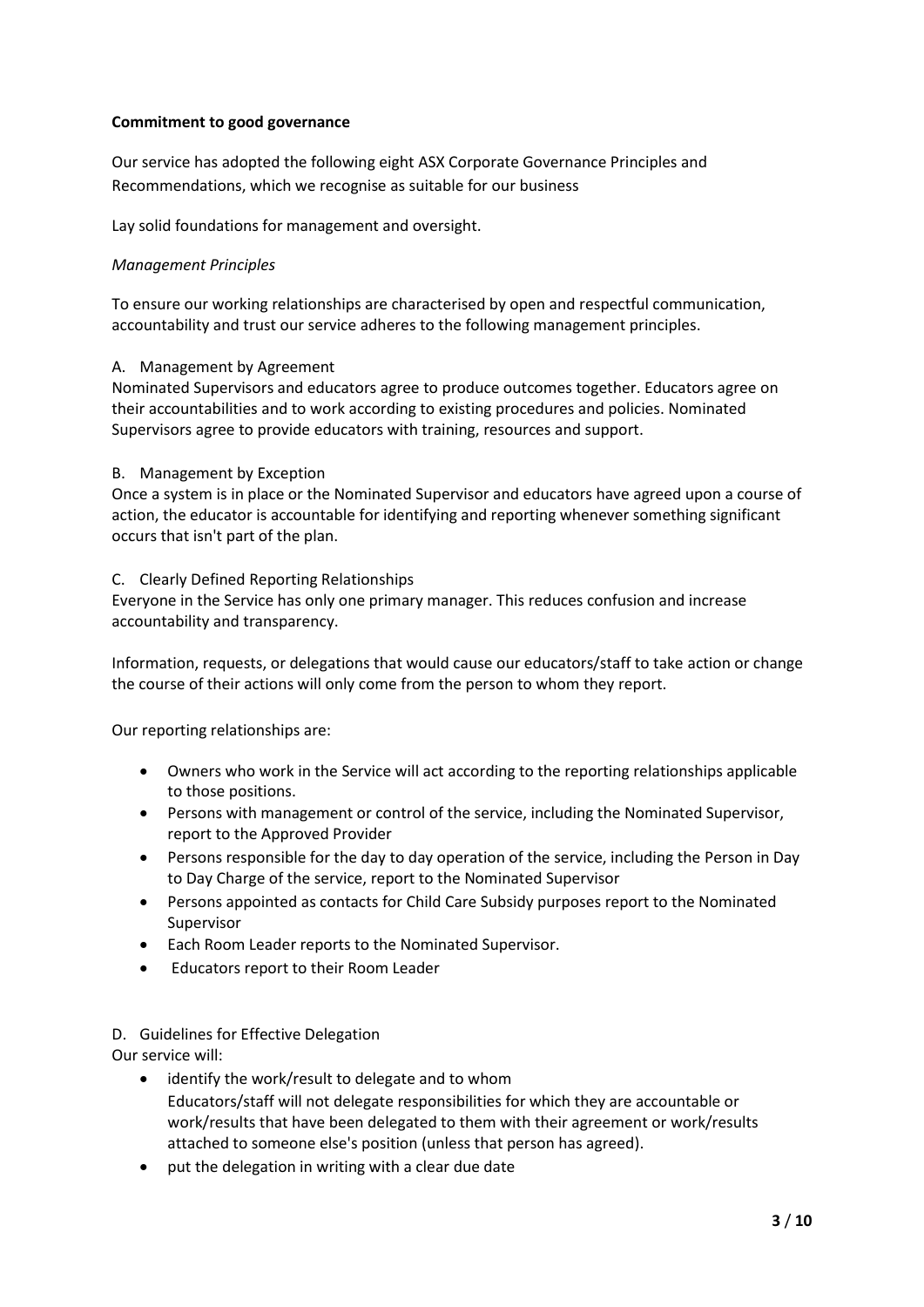**Commitment to good governance**

Our service has adopted the following eight ASX Corporate Governance Principles and Recommendations, which we recognise as suitable for our business

Lay solid foundations for management and oversight.

*Management Principles*

To ensure our working relationships are characterised by open and respectful communication, accountability and trust our service adheres to the following management principles.

A. Management by Agreement

Nominated Supervisors and educators agree to produce outcomes together. Educators agree on their accountabilities and to work according to existing procedures and policies. Nominated Supervisors agree to provide educators with training, resources and support.

B. Management by Exception

Once a system is in place or the Nominated Supervisor and educators have agreed upon a course of action, the educator is accountable for identifying and reporting whenever something significant occurs that isn't part of the plan.

C. Clearly Defined Reporting Relationships

Everyone in the Service has only one primary manager. This reduces confusion and increase accountability and transparency.

Information, requests, or delegations that would cause our educators/staff to take action or change the course of their actions will only come from the person to whom they report.

Our reporting relationships are:

- Owners who work in the Service will act according to the reporting relationships applicable to those positions.
- Persons with management or control of the service, including the Nominated Supervisor, report to the Approved Provider
- Persons responsible for the day to day operation of the service, including the Person in Day to Day Charge of the service, report to the Nominated Supervisor
- Persons appointed as contacts for Child Care Subsidy purposes report to the Nominated Supervisor
- Each Room Leader reports to the Nominated Supervisor.
- Educators report to their Room Leader

D. Guidelines for Effective Delegation

Our service will:

- identify the work/result to delegate and to whom
  Educators/staff will not delegate responsibilities for which they are accountable or work/results that have been delegated to them with their agreement or work/results attached to someone else's position (unless that person has agreed).
- put the delegation in writing with a clear due date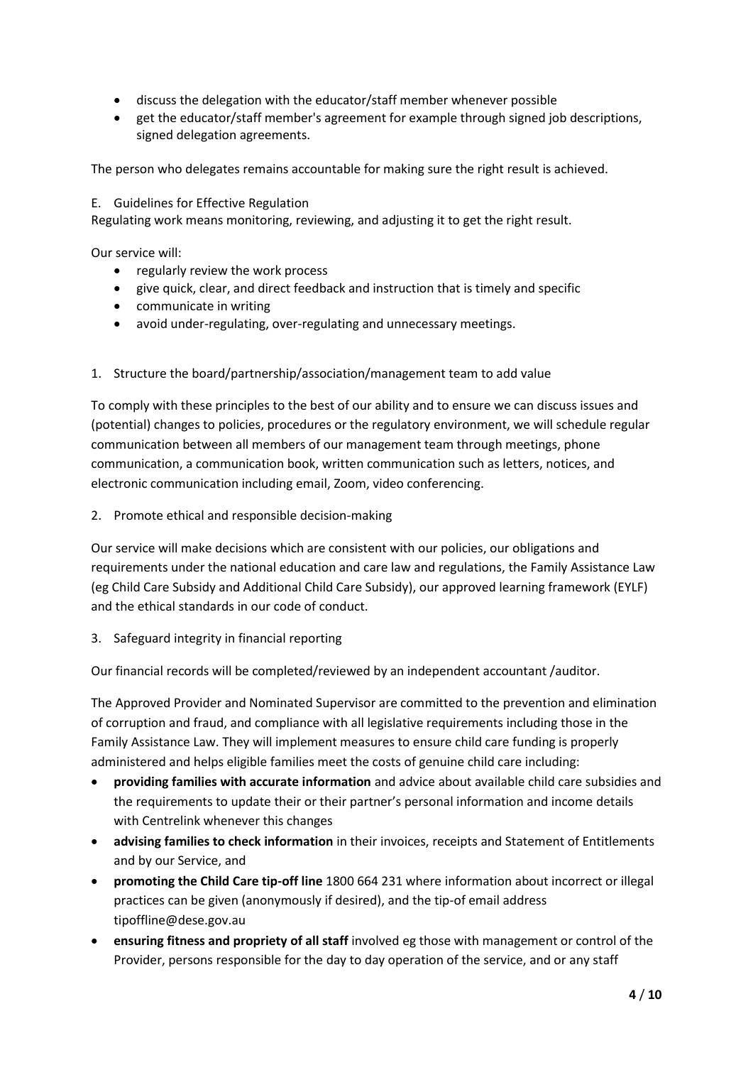- discuss the delegation with the educator/staff member whenever possible
- get the educator/staff member's agreement for example through signed job descriptions, signed delegation agreements.

The person who delegates remains accountable for making sure the right result is achieved.

E. Guidelines for Effective Regulation

Regulating work means monitoring, reviewing, and adjusting it to get the right result.

Our service will:

- regularly review the work process
- give quick, clear, and direct feedback and instruction that is timely and specific
- communicate in writing
- avoid under-regulating, over-regulating and unnecessary meetings.

1. Structure the board/partnership/association/management team to add value

To comply with these principles to the best of our ability and to ensure we can discuss issues and (potential) changes to policies, procedures or the regulatory environment, we will schedule regular communication between all members of our management team through meetings, phone communication, a communication book, written communication such as letters, notices, and electronic communication including email, Zoom, video conferencing.

2. Promote ethical and responsible decision-making

Our service will make decisions which are consistent with our policies, our obligations and requirements under the national education and care law and regulations, the Family Assistance Law (eg Child Care Subsidy and Additional Child Care Subsidy), our approved learning framework (EYLF) and the ethical standards in our code of conduct.

3. Safeguard integrity in financial reporting

Our financial records will be completed/reviewed by an independent accountant /auditor.

The Approved Provider and Nominated Supervisor are committed to the prevention and elimination of corruption and fraud, and compliance with all legislative requirements including those in the Family Assistance Law. They will implement measures to ensure child care funding is properly administered and helps eligible families meet the costs of genuine child care including:

- **providing families with accurate information** and advice about available child care subsidies and the requirements to update their or their partner's personal information and income details with Centrelink whenever this changes
- **advising families to check information** in their invoices, receipts and Statement of Entitlements and by our Service, and
- **promoting the Child Care tip-off line** 1800 664 231 where information about incorrect or illegal practices can be given (anonymously if desired), and the tip-of email address tipoffline@dese.gov.au
- **ensuring fitness and propriety of all staff** involved eg those with management or control of the Provider, persons responsible for the day to day operation of the service, and or any staff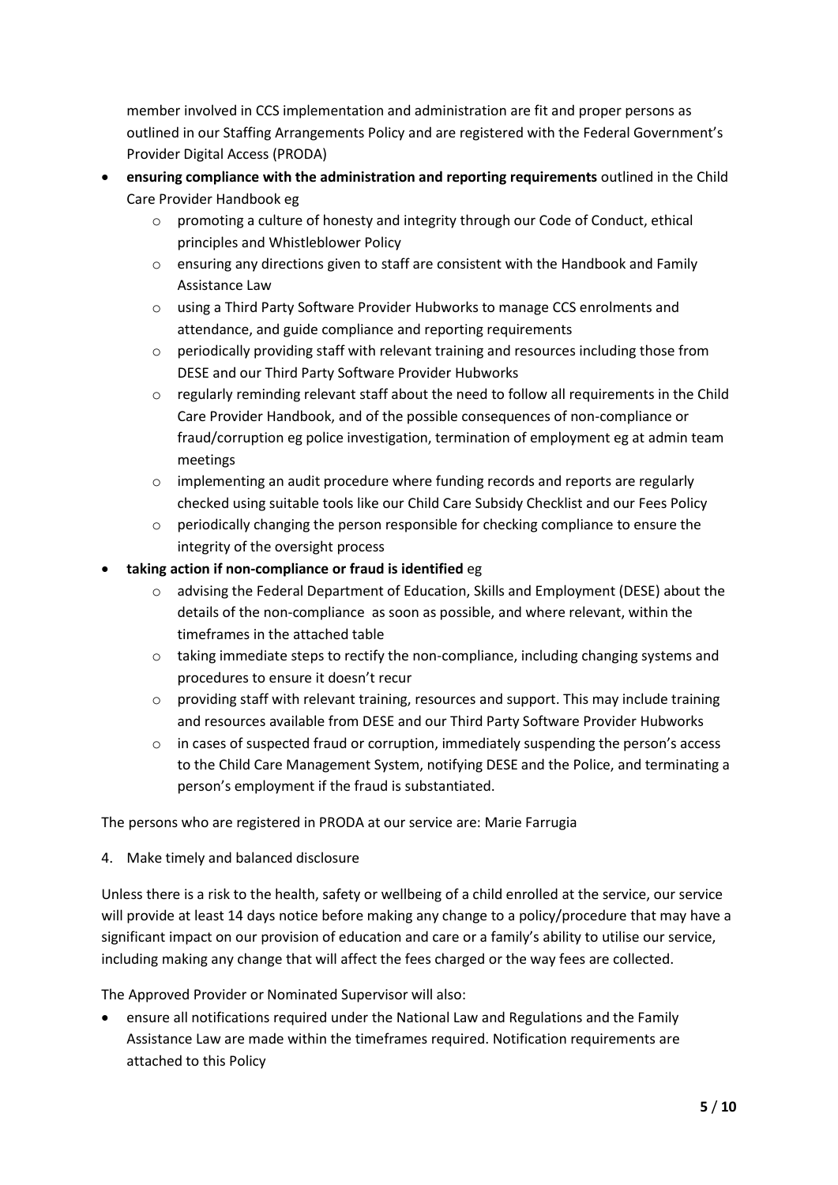member involved in CCS implementation and administration are fit and proper persons as outlined in our Staffing Arrangements Policy and are registered with the Federal Government's Provider Digital Access (PRODA)

- **ensuring compliance with the administration and reporting requirements** outlined in the Child Care Provider Handbook eg
  - promoting a culture of honesty and integrity through our Code of Conduct, ethical principles and Whistleblower Policy
  - ensuring any directions given to staff are consistent with the Handbook and Family Assistance Law
  - using a Third Party Software Provider Hubworks to manage CCS enrolments and attendance, and guide compliance and reporting requirements
  - periodically providing staff with relevant training and resources including those from DESE and our Third Party Software Provider Hubworks
  - regularly reminding relevant staff about the need to follow all requirements in the Child Care Provider Handbook, and of the possible consequences of non-compliance or fraud/corruption eg police investigation, termination of employment eg at admin team meetings
  - implementing an audit procedure where funding records and reports are regularly checked using suitable tools like our Child Care Subsidy Checklist and our Fees Policy
  - periodically changing the person responsible for checking compliance to ensure the integrity of the oversight process
- **taking action if non-compliance or fraud is identified** eg
  - advising the Federal Department of Education, Skills and Employment (DESE) about the details of the non-compliance as soon as possible, and where relevant, within the timeframes in the attached table
  - taking immediate steps to rectify the non-compliance, including changing systems and procedures to ensure it doesn't recur
  - providing staff with relevant training, resources and support. This may include training and resources available from DESE and our Third Party Software Provider Hubworks
  - in cases of suspected fraud or corruption, immediately suspending the person's access to the Child Care Management System, notifying DESE and the Police, and terminating a person's employment if the fraud is substantiated.

The persons who are registered in PRODA at our service are: Marie Farrugia

4. Make timely and balanced disclosure

Unless there is a risk to the health, safety or wellbeing of a child enrolled at the service, our service will provide at least 14 days notice before making any change to a policy/procedure that may have a significant impact on our provision of education and care or a family's ability to utilise our service, including making any change that will affect the fees charged or the way fees are collected.

The Approved Provider or Nominated Supervisor will also:

- ensure all notifications required under the National Law and Regulations and the Family Assistance Law are made within the timeframes required. Notification requirements are attached to this Policy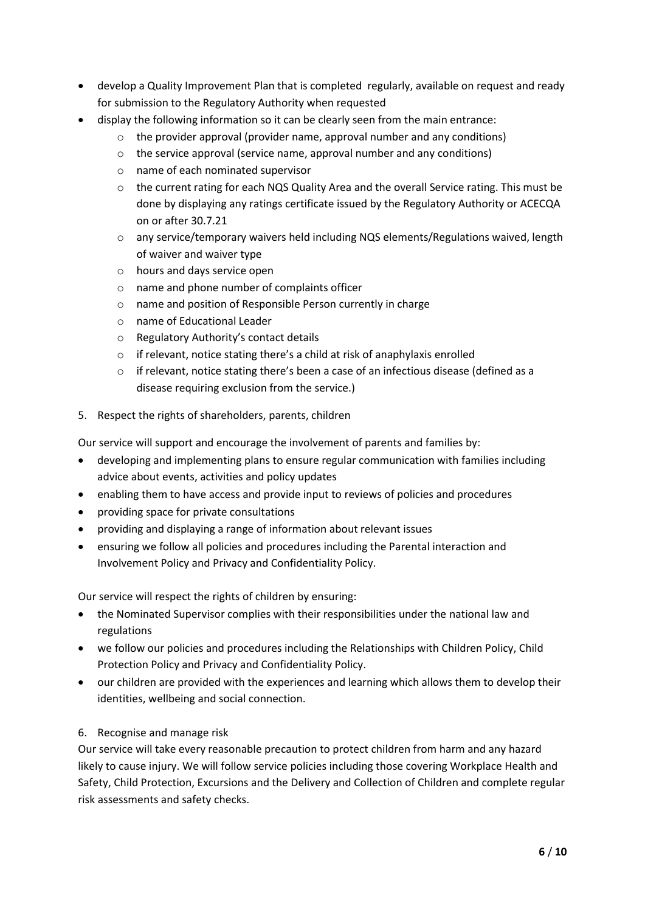- develop a Quality Improvement Plan that is completed regularly, available on request and ready for submission to the Regulatory Authority when requested
- display the following information so it can be clearly seen from the main entrance:
  - the provider approval (provider name, approval number and any conditions)
  - the service approval (service name, approval number and any conditions)
  - name of each nominated supervisor
  - the current rating for each NQS Quality Area and the overall Service rating. This must be done by displaying any ratings certificate issued by the Regulatory Authority or ACECQA on or after 30.7.21
  - any service/temporary waivers held including NQS elements/Regulations waived, length of waiver and waiver type
  - hours and days service open
  - name and phone number of complaints officer
  - name and position of Responsible Person currently in charge
  - name of Educational Leader
  - Regulatory Authority's contact details
  - if relevant, notice stating there's a child at risk of anaphylaxis enrolled
  - if relevant, notice stating there's been a case of an infectious disease (defined as a disease requiring exclusion from the service.)

5. Respect the rights of shareholders, parents, children

Our service will support and encourage the involvement of parents and families by:

- developing and implementing plans to ensure regular communication with families including advice about events, activities and policy updates
- enabling them to have access and provide input to reviews of policies and procedures
- providing space for private consultations
- providing and displaying a range of information about relevant issues
- ensuring we follow all policies and procedures including the Parental interaction and Involvement Policy and Privacy and Confidentiality Policy.

Our service will respect the rights of children by ensuring:

- the Nominated Supervisor complies with their responsibilities under the national law and regulations
- we follow our policies and procedures including the Relationships with Children Policy, Child Protection Policy and Privacy and Confidentiality Policy.
- our children are provided with the experiences and learning which allows them to develop their identities, wellbeing and social connection.

6. Recognise and manage risk

Our service will take every reasonable precaution to protect children from harm and any hazard likely to cause injury. We will follow service policies including those covering Workplace Health and Safety, Child Protection, Excursions and the Delivery and Collection of Children and complete regular risk assessments and safety checks.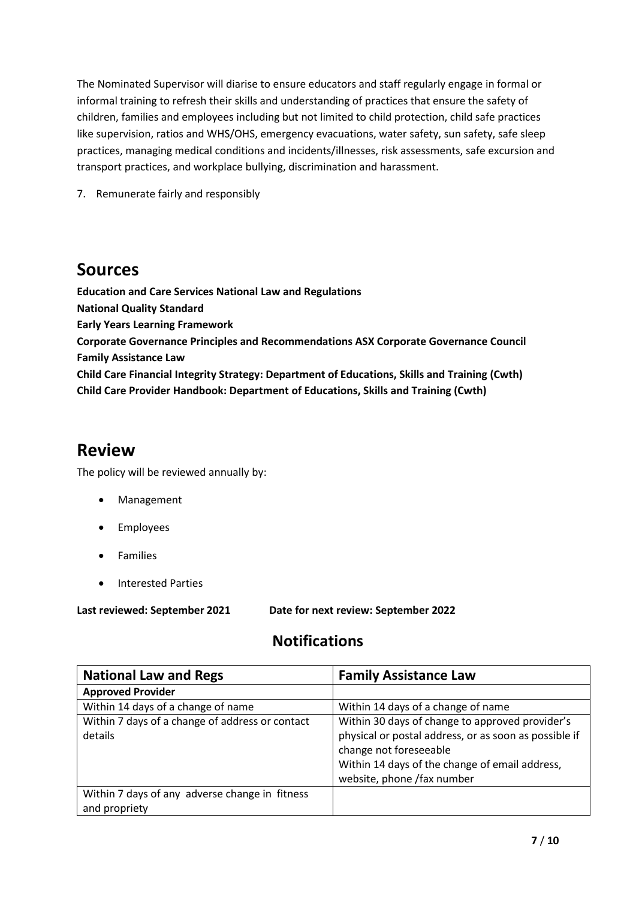The Nominated Supervisor will diarise to ensure educators and staff regularly engage in formal or informal training to refresh their skills and understanding of practices that ensure the safety of children, families and employees including but not limited to child protection, child safe practices like supervision, ratios and WHS/OHS, emergency evacuations, water safety, sun safety, safe sleep practices, managing medical conditions and incidents/illnesses, risk assessments, safe excursion and transport practices, and workplace bullying, discrimination and harassment.

7. Remunerate fairly and responsibly

# Sources

**Education and Care Services National Law and Regulations**
**National Quality Standard**
**Early Years Learning Framework**
**Corporate Governance Principles and Recommendations ASX Corporate Governance Council**
**Family Assistance Law**
**Child Care Financial Integrity Strategy: Department of Educations, Skills and Training (Cwth)**
**Child Care Provider Handbook: Department of Educations, Skills and Training (Cwth)**

# Review

The policy will be reviewed annually by:

- Management
- Employees
- Families
- Interested Parties

**Last reviewed: September 2021 Date for next review: September 2022**

## Notifications

| National Law and Regs | Family Assistance Law |
|---|---|
| **Approved Provider** | |
| Within 14 days of a change of name | Within 14 days of a change of name |
| Within 7 days of a change of address or contact details | Within 30 days of change to approved provider's physical or postal address, or as soon as possible if change not foreseeable<br>Within 14 days of the change of email address, website, phone /fax number |
| Within 7 days of any adverse change in fitness and propriety | |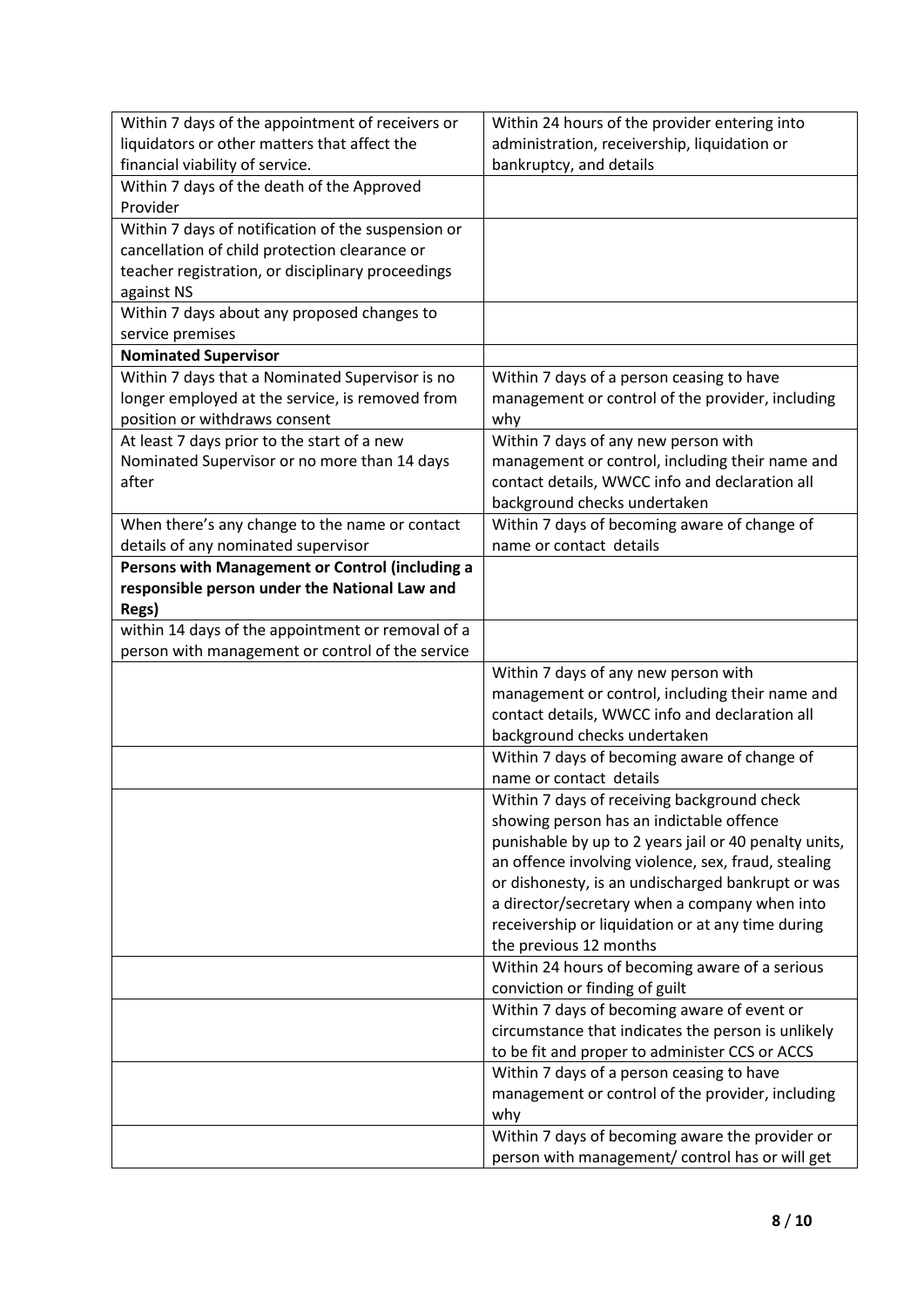| | |
|---|---|
| Within 7 days of the appointment of receivers or liquidators or other matters that affect the financial viability of service. | Within 24 hours of the provider entering into administration, receivership, liquidation or bankruptcy, and details |
| Within 7 days of the death of the Approved Provider | |
| Within 7 days of notification of the suspension or cancellation of child protection clearance or teacher registration, or disciplinary proceedings against NS | |
| Within 7 days about any proposed changes to service premises | |
| **Nominated Supervisor** | |
| Within 7 days that a Nominated Supervisor is no longer employed at the service, is removed from position or withdraws consent | Within 7 days of a person ceasing to have management or control of the provider, including why |
| At least 7 days prior to the start of a new Nominated Supervisor or no more than 14 days after | Within 7 days of any new person with management or control, including their name and contact details, WWCC info and declaration all background checks undertaken |
| When there's any change to the name or contact details of any nominated supervisor | Within 7 days of becoming aware of change of name or contact details |
| **Persons with Management or Control (including a responsible person under the National Law and Regs)** | |
| within 14 days of the appointment or removal of a person with management or control of the service | |
| | Within 7 days of any new person with management or control, including their name and contact details, WWCC info and declaration all background checks undertaken |
| | Within 7 days of becoming aware of change of name or contact details |
| | Within 7 days of receiving background check showing person has an indictable offence punishable by up to 2 years jail or 40 penalty units, an offence involving violence, sex, fraud, stealing or dishonesty, is an undischarged bankrupt or was a director/secretary when a company when into receivership or liquidation or at any time during the previous 12 months |
| | Within 24 hours of becoming aware of a serious conviction or finding of guilt |
| | Within 7 days of becoming aware of event or circumstance that indicates the person is unlikely to be fit and proper to administer CCS or ACCS |
| | Within 7 days of a person ceasing to have management or control of the provider, including why |
| | Within 7 days of becoming aware the provider or person with management/ control has or will get |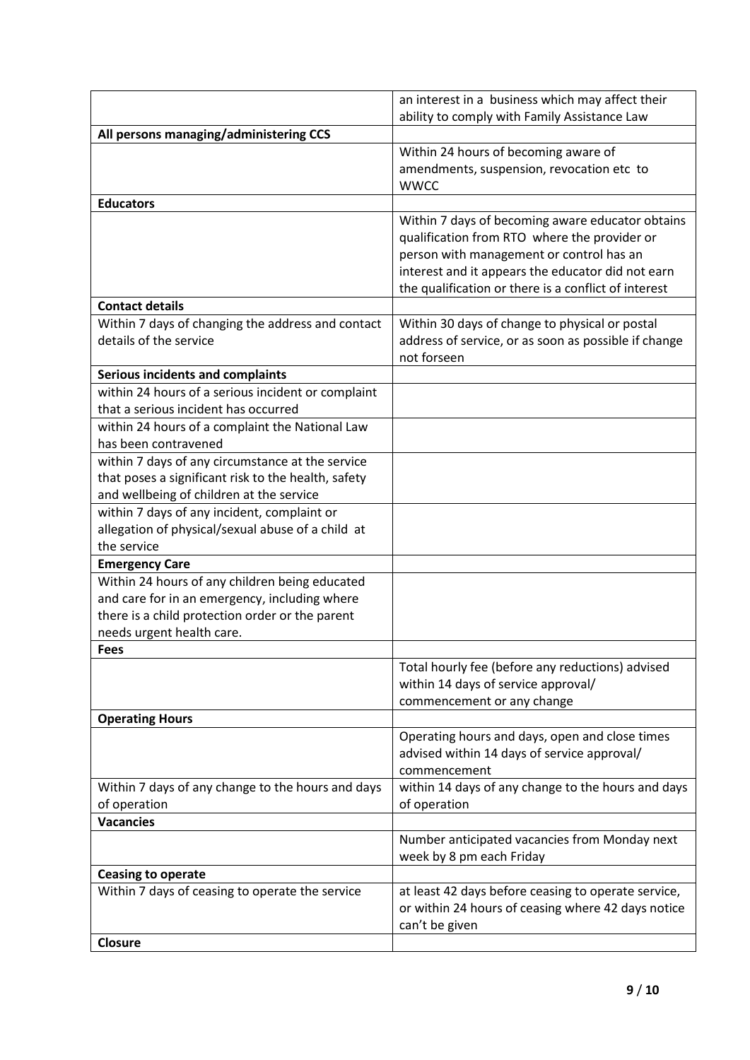| | |
|---|---|
| | an interest in a business which may affect their ability to comply with Family Assistance Law |
| **All persons managing/administering CCS** | |
| | Within 24 hours of becoming aware of amendments, suspension, revocation etc to WWCC |
| **Educators** | |
| | Within 7 days of becoming aware educator obtains qualification from RTO where the provider or person with management or control has an interest and it appears the educator did not earn the qualification or there is a conflict of interest |
| **Contact details** | |
| Within 7 days of changing the address and contact details of the service | Within 30 days of change to physical or postal address of service, or as soon as possible if change not forseen |
| **Serious incidents and complaints** | |
| within 24 hours of a serious incident or complaint that a serious incident has occurred | |
| within 24 hours of a complaint the National Law has been contravened | |
| within 7 days of any circumstance at the service that poses a significant risk to the health, safety and wellbeing of children at the service | |
| within 7 days of any incident, complaint or allegation of physical/sexual abuse of a child at the service | |
| **Emergency Care** | |
| Within 24 hours of any children being educated and care for in an emergency, including where there is a child protection order or the parent needs urgent health care. | |
| **Fees** | |
| | Total hourly fee (before any reductions) advised within 14 days of service approval/ commencement or any change |
| **Operating Hours** | |
| | Operating hours and days, open and close times advised within 14 days of service approval/ commencement |
| Within 7 days of any change to the hours and days of operation | within 14 days of any change to the hours and days of operation |
| **Vacancies** | |
| | Number anticipated vacancies from Monday next week by 8 pm each Friday |
| **Ceasing to operate** | |
| Within 7 days of ceasing to operate the service | at least 42 days before ceasing to operate service, or within 24 hours of ceasing where 42 days notice can't be given |
| **Closure** | |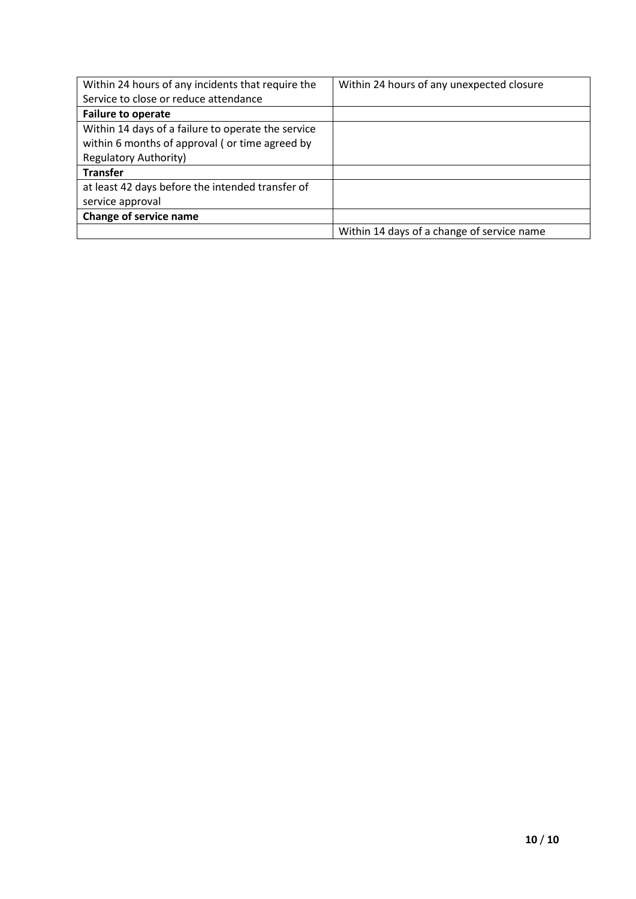| | |
|---|---|
| Within 24 hours of any incidents that require the Service to close or reduce attendance | Within 24 hours of any unexpected closure |
| **Failure to operate** | |
| Within 14 days of a failure to operate the service within 6 months of approval ( or time agreed by Regulatory Authority) | |
| **Transfer** | |
| at least 42 days before the intended transfer of service approval | |
| **Change of service name** | |
| | Within 14 days of a change of service name |